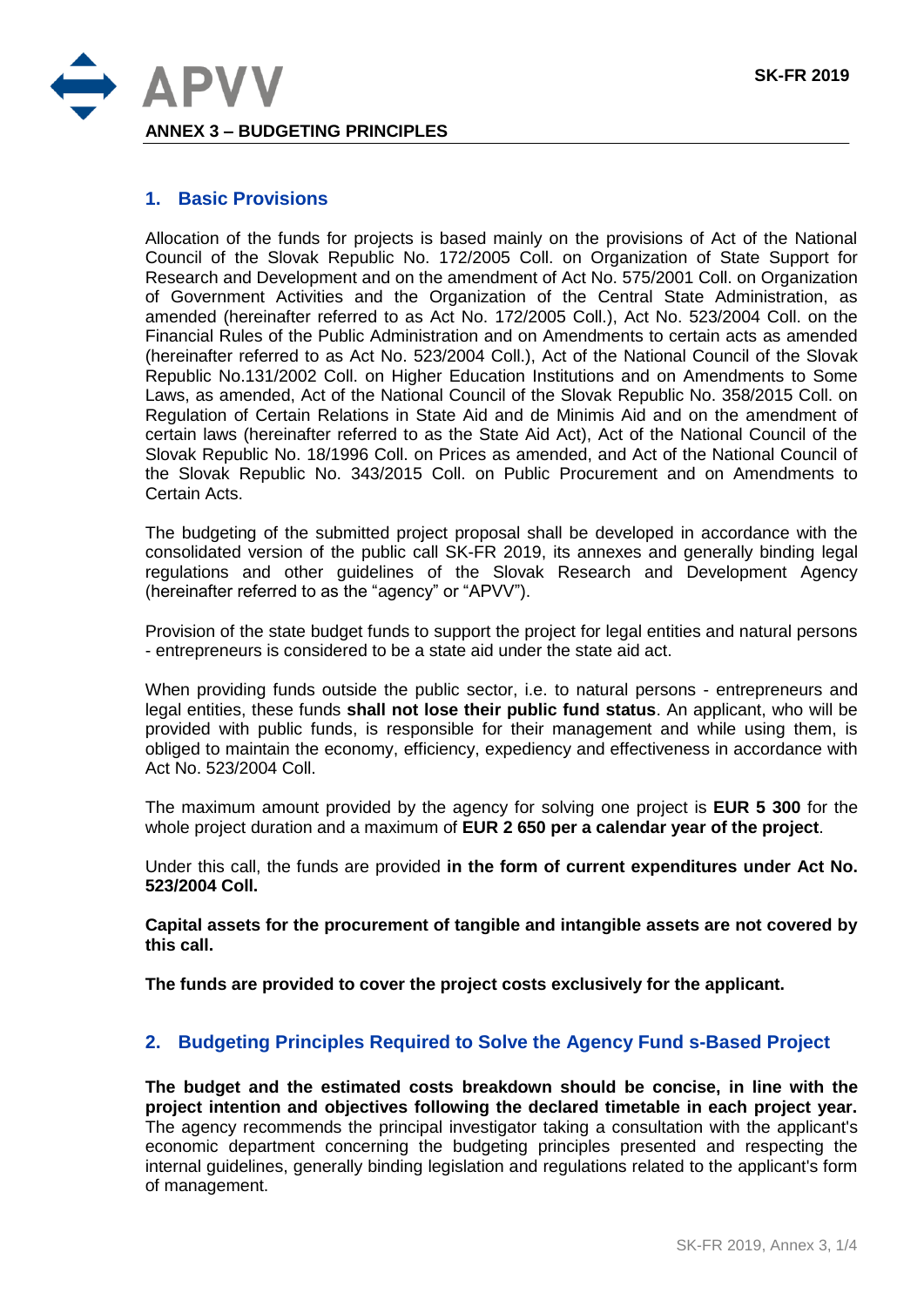**ANNEX 3 – BUDGETING PRINCIPLES**

## 1. Basic Provisions

Allocation of the funds for projects is based mainly on the provisions of Act of the National Council of the Slovak Republic No. 172/2005 Coll. on Organization of State Support for Research and Development and on the amendment of Act No. 575/2001 Coll. on Organization of Government Activities and the Organization of the Central State Administration, as amended (hereinafter referred to as Act No. 172/2005 Coll.), Act No. 523/2004 Coll. on the Financial Rules of the Public Administration and on Amendments to certain acts as amended (hereinafter referred to as Act No. 523/2004 Coll.), Act of the National Council of the Slovak Republic No.131/2002 Coll. on Higher Education Institutions and on Amendments to Some Laws, as amended, Act of the National Council of the Slovak Republic No. 358/2015 Coll. on Regulation of Certain Relations in State Aid and de Minimis Aid and on the amendment of certain laws (hereinafter referred to as the State Aid Act), Act of the National Council of the Slovak Republic No. 18/1996 Coll. on Prices as amended, and Act of the National Council of the Slovak Republic No. 343/2015 Coll. on Public Procurement and on Amendments to Certain Acts.

The budgeting of the submitted project proposal shall be developed in accordance with the consolidated version of the public call SK-FR 2019, its annexes and generally binding legal regulations and other guidelines of the Slovak Research and Development Agency (hereinafter referred to as the "agency" or "APVV").

Provision of the state budget funds to support the project for legal entities and natural persons - entrepreneurs is considered to be a state aid under the state aid act.

When providing funds outside the public sector, i.e. to natural persons - entrepreneurs and legal entities, these funds **shall not lose their public fund status**. An applicant, who will be provided with public funds, is responsible for their management and while using them, is obliged to maintain the economy, efficiency, expediency and effectiveness in accordance with Act No. 523/2004 Coll.

The maximum amount provided by the agency for solving one project is **EUR 5 300** for the whole project duration and a maximum of **EUR 2 650 per a calendar year of the project**.

Under this call, the funds are provided **in the form of current expenditures under Act No. 523/2004 Coll.**

**Capital assets for the procurement of tangible and intangible assets are not covered by this call.**

**The funds are provided to cover the project costs exclusively for the applicant.**

## 2. Budgeting Principles Required to Solve the Agency Fund s-Based Project

**The budget and the estimated costs breakdown should be concise, in line with the project intention and objectives following the declared timetable in each project year.** The agency recommends the principal investigator taking a consultation with the applicant's economic department concerning the budgeting principles presented and respecting the internal guidelines, generally binding legislation and regulations related to the applicant's form of management.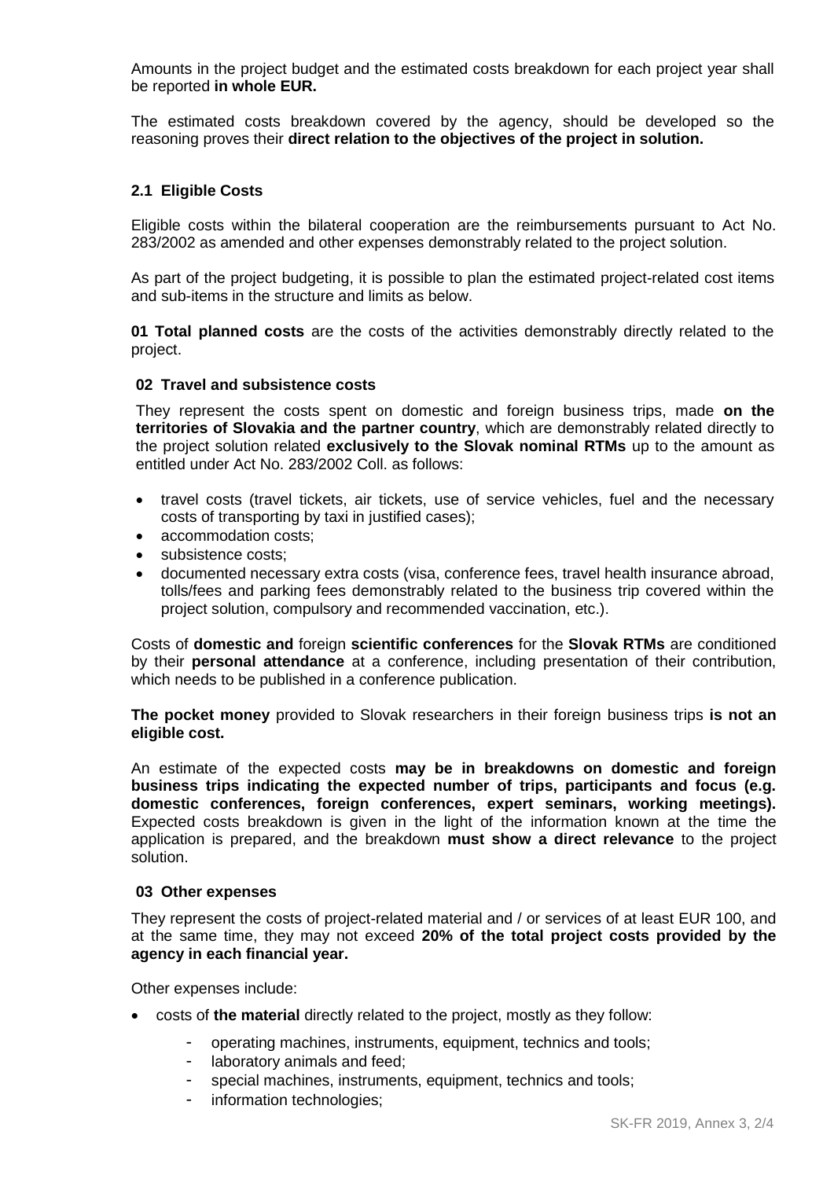Amounts in the project budget and the estimated costs breakdown for each project year shall be reported **in whole EUR.**

The estimated costs breakdown covered by the agency, should be developed so the reasoning proves their **direct relation to the objectives of the project in solution.**

### 2.1 Eligible Costs

Eligible costs within the bilateral cooperation are the reimbursements pursuant to Act No. 283/2002 as amended and other expenses demonstrably related to the project solution.

As part of the project budgeting, it is possible to plan the estimated project-related cost items and sub-items in the structure and limits as below.

**01 Total planned costs** are the costs of the activities demonstrably directly related to the project.

#### 02 Travel and subsistence costs

They represent the costs spent on domestic and foreign business trips, made **on the territories of Slovakia and the partner country**, which are demonstrably related directly to the project solution related **exclusively to the Slovak nominal RTMs** up to the amount as entitled under Act No. 283/2002 Coll. as follows:

- travel costs (travel tickets, air tickets, use of service vehicles, fuel and the necessary costs of transporting by taxi in justified cases);
- accommodation costs;
- subsistence costs;
- documented necessary extra costs (visa, conference fees, travel health insurance abroad, tolls/fees and parking fees demonstrably related to the business trip covered within the project solution, compulsory and recommended vaccination, etc.).

Costs of **domestic and** foreign **scientific conferences** for the **Slovak RTMs** are conditioned by their **personal attendance** at a conference, including presentation of their contribution, which needs to be published in a conference publication.

**The pocket money** provided to Slovak researchers in their foreign business trips **is not an eligible cost.**

An estimate of the expected costs **may be in breakdowns on domestic and foreign business trips indicating the expected number of trips, participants and focus (e.g. domestic conferences, foreign conferences, expert seminars, working meetings).** Expected costs breakdown is given in the light of the information known at the time the application is prepared, and the breakdown **must show a direct relevance** to the project solution.

#### 03 Other expenses

They represent the costs of project-related material and / or services of at least EUR 100, and at the same time, they may not exceed **20% of the total project costs provided by the agency in each financial year.**

Other expenses include:

- costs of **the material** directly related to the project, mostly as they follow:
  - operating machines, instruments, equipment, technics and tools;
  - laboratory animals and feed;
  - special machines, instruments, equipment, technics and tools;
  - information technologies;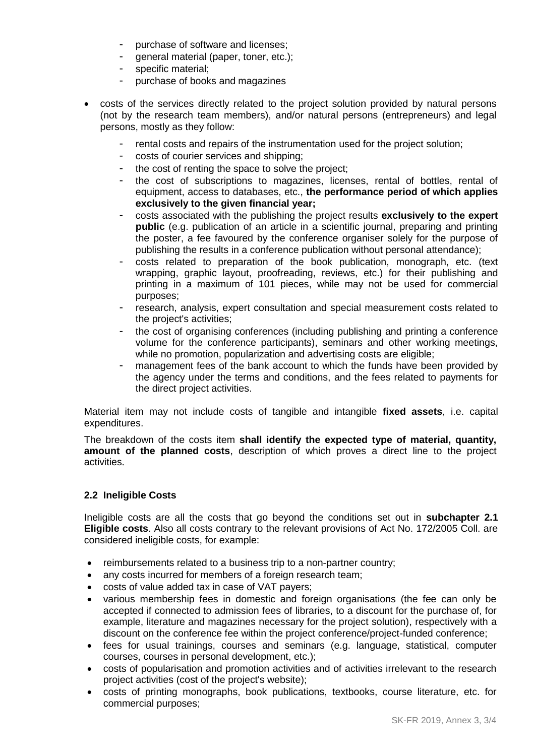- purchase of software and licenses;
- general material (paper, toner, etc.);
- specific material;
- purchase of books and magazines

- costs of the services directly related to the project solution provided by natural persons (not by the research team members), and/or natural persons (entrepreneurs) and legal persons, mostly as they follow:
    - rental costs and repairs of the instrumentation used for the project solution;
    - costs of courier services and shipping;
    - the cost of renting the space to solve the project;
    - the cost of subscriptions to magazines, licenses, rental of bottles, rental of equipment, access to databases, etc., **the performance period of which applies exclusively to the given financial year;**
    - costs associated with the publishing the project results **exclusively to the expert public** (e.g. publication of an article in a scientific journal, preparing and printing the poster, a fee favoured by the conference organiser solely for the purpose of publishing the results in a conference publication without personal attendance);
    - costs related to preparation of the book publication, monograph, etc. (text wrapping, graphic layout, proofreading, reviews, etc.) for their publishing and printing in a maximum of 101 pieces, while may not be used for commercial purposes;
    - research, analysis, expert consultation and special measurement costs related to the project's activities;
    - the cost of organising conferences (including publishing and printing a conference volume for the conference participants), seminars and other working meetings, while no promotion, popularization and advertising costs are eligible;
    - management fees of the bank account to which the funds have been provided by the agency under the terms and conditions, and the fees related to payments for the direct project activities.

Material item may not include costs of tangible and intangible **fixed assets**, i.e. capital expenditures.

The breakdown of the costs item **shall identify the expected type of material, quantity, amount of the planned costs**, description of which proves a direct line to the project activities.

### 2.2 Ineligible Costs

Ineligible costs are all the costs that go beyond the conditions set out in **subchapter 2.1 Eligible costs**. Also all costs contrary to the relevant provisions of Act No. 172/2005 Coll. are considered ineligible costs, for example:

- reimbursements related to a business trip to a non-partner country;
- any costs incurred for members of a foreign research team;
- costs of value added tax in case of VAT payers;
- various membership fees in domestic and foreign organisations (the fee can only be accepted if connected to admission fees of libraries, to a discount for the purchase of, for example, literature and magazines necessary for the project solution), respectively with a discount on the conference fee within the project conference/project-funded conference;
- fees for usual trainings, courses and seminars (e.g. language, statistical, computer courses, courses in personal development, etc.);
- costs of popularisation and promotion activities and of activities irrelevant to the research project activities (cost of the project's website);
- costs of printing monographs, book publications, textbooks, course literature, etc. for commercial purposes;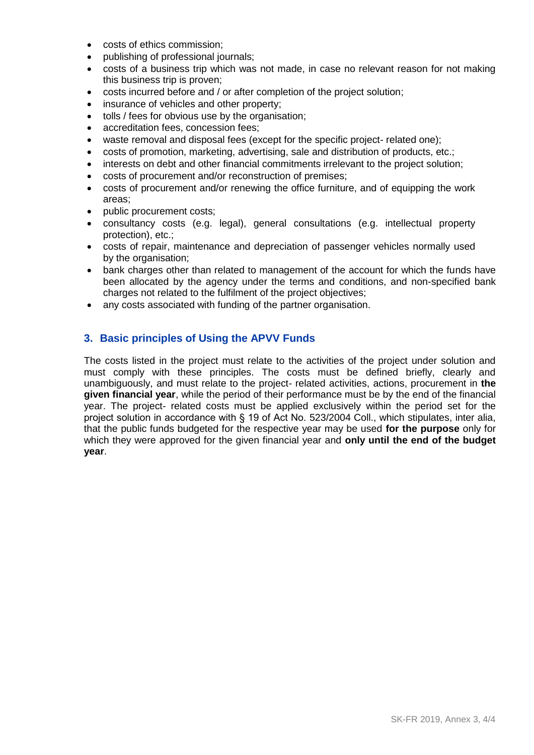- costs of ethics commission;
- publishing of professional journals;
- costs of a business trip which was not made, in case no relevant reason for not making this business trip is proven;
- costs incurred before and / or after completion of the project solution;
- insurance of vehicles and other property;
- tolls / fees for obvious use by the organisation;
- accreditation fees, concession fees;
- waste removal and disposal fees (except for the specific project- related one);
- costs of promotion, marketing, advertising, sale and distribution of products, etc.;
- interests on debt and other financial commitments irrelevant to the project solution;
- costs of procurement and/or reconstruction of premises;
- costs of procurement and/or renewing the office furniture, and of equipping the work areas;
- public procurement costs;
- consultancy costs (e.g. legal), general consultations (e.g. intellectual property protection), etc.;
- costs of repair, maintenance and depreciation of passenger vehicles normally used by the organisation;
- bank charges other than related to management of the account for which the funds have been allocated by the agency under the terms and conditions, and non-specified bank charges not related to the fulfilment of the project objectives;
- any costs associated with funding of the partner organisation.

## 3. Basic principles of Using the APVV Funds

The costs listed in the project must relate to the activities of the project under solution and must comply with these principles. The costs must be defined briefly, clearly and unambiguously, and must relate to the project- related activities, actions, procurement in **the given financial year**, while the period of their performance must be by the end of the financial year. The project- related costs must be applied exclusively within the period set for the project solution in accordance with § 19 of Act No. 523/2004 Coll., which stipulates, inter alia, that the public funds budgeted for the respective year may be used **for the purpose** only for which they were approved for the given financial year and **only until the end of the budget year**.